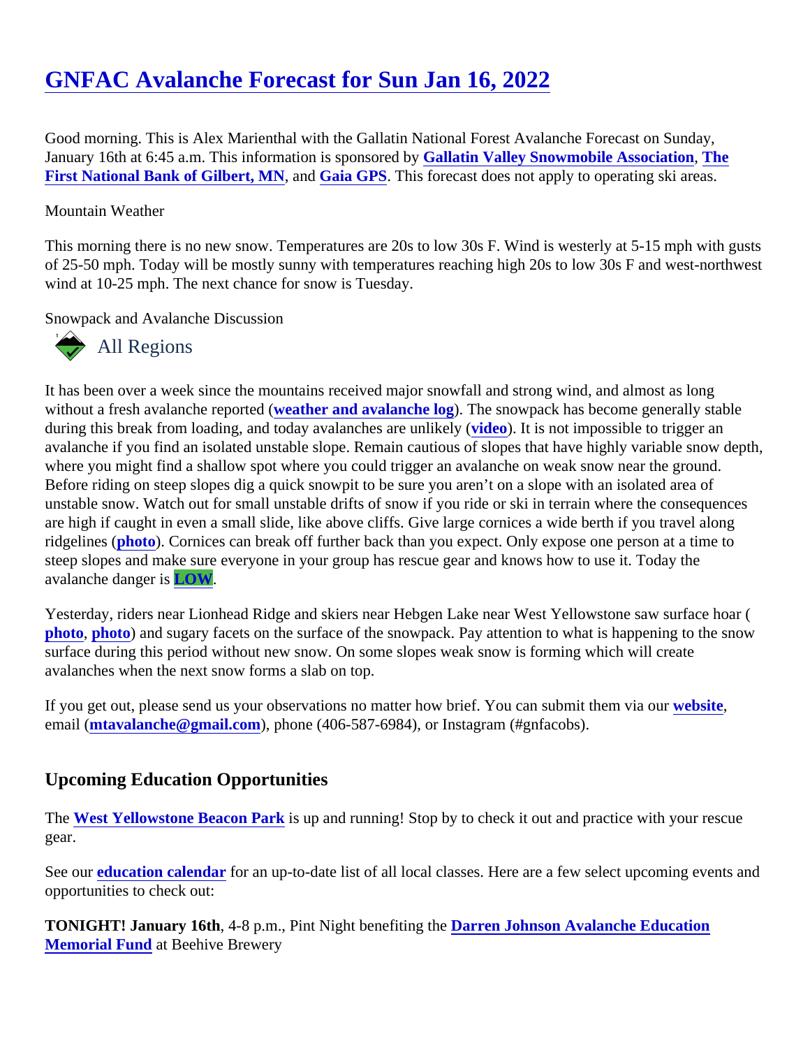# GNFAC Avalanche Forecast for Sun Jan 16, 2022

Good morning. This is Alex Marienthal with the Gallatin National Forest Avalanche Forecast on Sunday, January 16th at 6:45 a.m. This information is sponsored by **Gallatin Valley Snowmobile Association**, **The First National Bank of Gilbert, MN**, and **Gaia GPS**. This forecast does not apply to operating ski areas.

Mountain Weather

This morning there is no new snow. Temperatures are 20s to low 30s F. Wind is westerly at 5-15 mph with gusts of 25-50 mph. Today will be mostly sunny with temperatures reaching high 20s to low 30s F and west-northwest wind at 10-25 mph. The next chance for snow is Tuesday.

Snowpack and Avalanche Discussion

## All Regions

It has been over a week since the mountains received major snowfall and strong wind, and almost as long without a fresh avalanche reported (**weather and avalanche log**). The snowpack has become generally stable during this break from loading, and today avalanches are unlikely (**video**). It is not impossible to trigger an avalanche if you find an isolated unstable slope. Remain cautious of slopes that have highly variable snow depth, where you might find a shallow spot where you could trigger an avalanche on weak snow near the ground. Before riding on steep slopes dig a quick snowpit to be sure you aren't on a slope with an isolated area of unstable snow. Watch out for small unstable drifts of snow if you ride or ski in terrain where the consequences are high if caught in even a small slide, like above cliffs. Give large cornices a wide berth if you travel along ridgelines (**photo**). Cornices can break off further back than you expect. Only expose one person at a time to steep slopes and make sure everyone in your group has rescue gear and knows how to use it. Today the avalanche danger is **LOW**.

Yesterday, riders near Lionhead Ridge and skiers near Hebgen Lake near West Yellowstone saw surface hoar (**photo**, **photo**) and sugary facets on the surface of the snowpack. Pay attention to what is happening to the snow surface during this period without new snow. On some slopes weak snow is forming which will create avalanches when the next snow forms a slab on top.

If you get out, please send us your observations no matter how brief. You can submit them via our **website**, email (**mtavalanche@gmail.com**), phone (406-587-6984), or Instagram (#gnfacobs).

## Upcoming Education Opportunities

The **West Yellowstone Beacon Park** is up and running! Stop by to check it out and practice with your rescue gear.

See our **education calendar** for an up-to-date list of all local classes. Here are a few select upcoming events and opportunities to check out:

**TONIGHT! January 16th**, 4-8 p.m., Pint Night benefiting the **Darren Johnson Avalanche Education Memorial Fund** at Beehive Brewery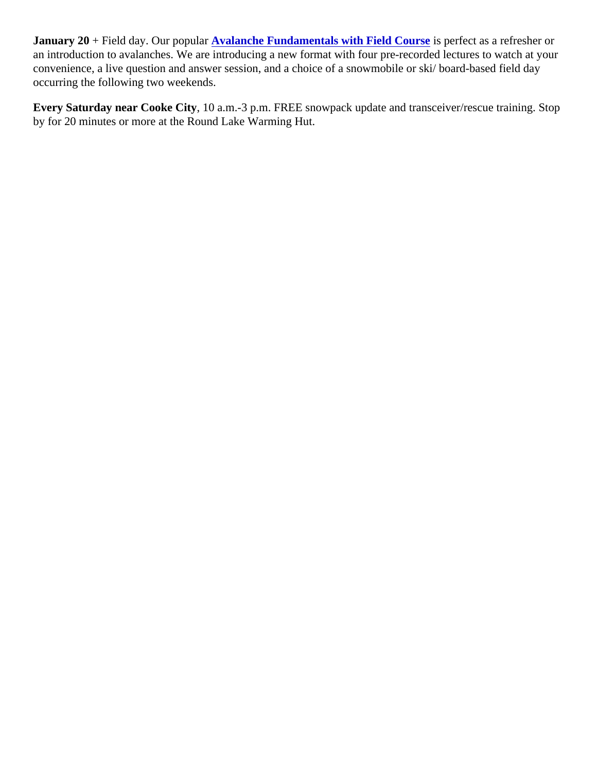**January 20** + Field day. Our popular **Avalanche Fundamentals with Field Course** is perfect as a refresher or an introduction to avalanches. We are introducing a new format with four pre-recorded lectures to watch at your convenience, a live question and answer session, and a choice of a snowmobile or ski/ board-based field day occurring the following two weekends.

**Every Saturday near Cooke City**, 10 a.m.-3 p.m. FREE snowpack update and transceiver/rescue training. Stop by for 20 minutes or more at the Round Lake Warming Hut.